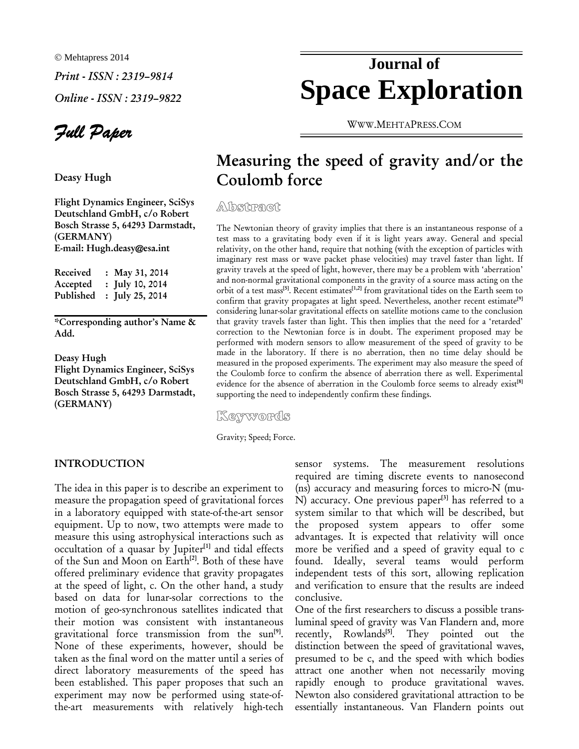© Mehtapress 2014

*Print - ISSN : 2319–9814*

*Online - ISSN : 2319–9822*

***Full Paper***

# Journal of Space Exploration

WWW.MEHTAPRESS.COM

**Deasy Hugh**

**Flight Dynamics Engineer, SciSys Deutschland GmbH, c/o Robert Bosch Strasse 5, 64293 Darmstadt, (GERMANY)**
**E-mail: Hugh.deasy@esa.int**

**Received : May 31, 2014**
**Accepted : July 10, 2014**
**Published : July 25, 2014**

**\*Corresponding author's Name & Add.**

**Deasy Hugh**
**Flight Dynamics Engineer, SciSys Deutschland GmbH, c/o Robert Bosch Strasse 5, 64293 Darmstadt, (GERMANY)**

## Measuring the speed of gravity and/or the Coulomb force

### Abstract

The Newtonian theory of gravity implies that there is an instantaneous response of a test mass to a gravitating body even if it is light years away. General and special relativity, on the other hand, require that nothing (with the exception of particles with imaginary rest mass or wave packet phase velocities) may travel faster than light. If gravity travels at the speed of light, however, there may be a problem with 'aberration' and non-normal gravitational components in the gravity of a source mass acting on the orbit of a test mass[5]. Recent estimates[1,2] from gravitational tides on the Earth seem to confirm that gravity propagates at light speed. Nevertheless, another recent estimate[9] considering lunar-solar gravitational effects on satellite motions came to the conclusion that gravity travels faster than light. This then implies that the need for a 'retarded' correction to the Newtonian force is in doubt. The experiment proposed may be performed with modern sensors to allow measurement of the speed of gravity to be made in the laboratory. If there is no aberration, then no time delay should be measured in the proposed experiments. The experiment may also measure the speed of the Coulomb force to confirm the absence of aberration there as well. Experimental evidence for the absence of aberration in the Coulomb force seems to already exist[8] supporting the need to independently confirm these findings.

### Keywords

Gravity; Speed; Force.

## INTRODUCTION

The idea in this paper is to describe an experiment to measure the propagation speed of gravitational forces in a laboratory equipped with state-of-the-art sensor equipment. Up to now, two attempts were made to measure this using astrophysical interactions such as occultation of a quasar by Jupiter[1] and tidal effects of the Sun and Moon on Earth[2]. Both of these have offered preliminary evidence that gravity propagates at the speed of light, c. On the other hand, a study based on data for lunar-solar corrections to the motion of geo-synchronous satellites indicated that their motion was consistent with instantaneous gravitational force transmission from the sun[9]. None of these experiments, however, should be taken as the final word on the matter until a series of direct laboratory measurements of the speed has been established. This paper proposes that such an experiment may now be performed using state-of-the-art measurements with relatively high-tech sensor systems. The measurement resolutions required are timing discrete events to nanosecond (ns) accuracy and measuring forces to micro-N (mu-N) accuracy. One previous paper[3] has referred to a system similar to that which will be described, but the proposed system appears to offer some advantages. It is expected that relativity will once more be verified and a speed of gravity equal to c found. Ideally, several teams would perform independent tests of this sort, allowing replication and verification to ensure that the results are indeed conclusive.

One of the first researchers to discuss a possible trans-luminal speed of gravity was Van Flandern and, more recently, Rowlands[5]. They pointed out the distinction between the speed of gravitational waves, presumed to be c, and the speed with which bodies attract one another when not necessarily moving rapidly enough to produce gravitational waves. Newton also considered gravitational attraction to be essentially instantaneous. Van Flandern points out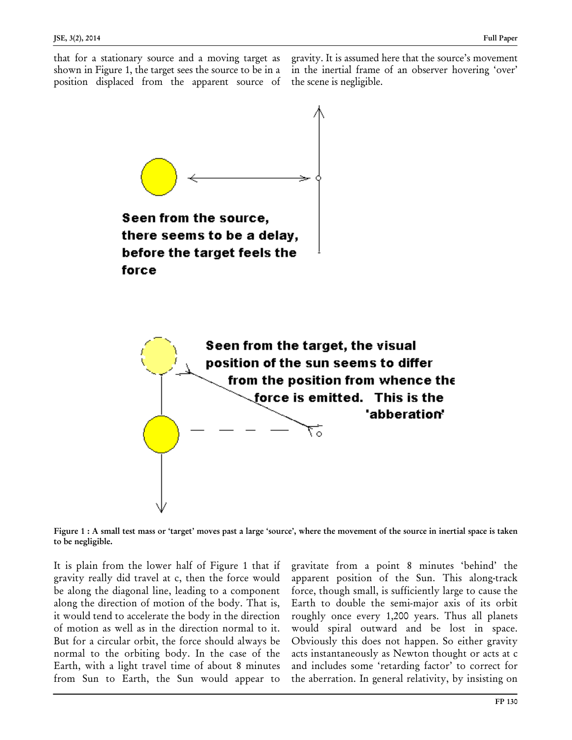that for a stationary source and a moving target as shown in Figure 1, the target sees the source to be in a position displaced from the apparent source of gravity. It is assumed here that the source's movement in the inertial frame of an observer hovering 'over' the scene is negligible.

**Figure 1 : A small test mass or 'target' moves past a large 'source', where the movement of the source in inertial space is taken to be negligible.**

It is plain from the lower half of Figure 1 that if gravity really did travel at c, then the force would be along the diagonal line, leading to a component along the direction of motion of the body. That is, it would tend to accelerate the body in the direction of motion as well as in the direction normal to it. But for a circular orbit, the force should always be normal to the orbiting body. In the case of the Earth, with a light travel time of about 8 minutes from Sun to Earth, the Sun would appear to gravitate from a point 8 minutes 'behind' the apparent position of the Sun. This along-track force, though small, is sufficiently large to cause the Earth to double the semi-major axis of its orbit roughly once every 1,200 years. Thus all planets would spiral outward and be lost in space. Obviously this does not happen. So either gravity acts instantaneously as Newton thought or acts at c and includes some 'retarding factor' to correct for the aberration. In general relativity, by insisting on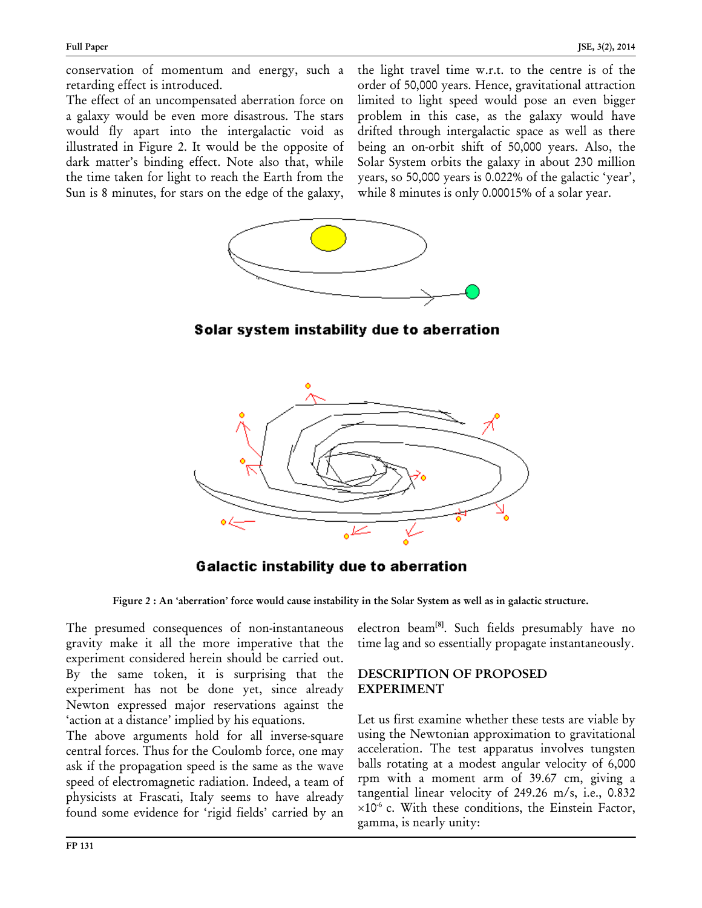conservation of momentum and energy, such a retarding effect is introduced.

The effect of an uncompensated aberration force on a galaxy would be even more disastrous. The stars would fly apart into the intergalactic void as illustrated in Figure 2. It would be the opposite of dark matter's binding effect. Note also that, while the time taken for light to reach the Earth from the Sun is 8 minutes, for stars on the edge of the galaxy, the light travel time w.r.t. to the centre is of the order of 50,000 years. Hence, gravitational attraction limited to light speed would pose an even bigger problem in this case, as the galaxy would have drifted through intergalactic space as well as there being an on-orbit shift of 50,000 years. Also, the Solar System orbits the galaxy in about 230 million years, so 50,000 years is 0.022% of the galactic 'year', while 8 minutes is only 0.00015% of a solar year.

**Solar system instability due to aberration**

**Galactic instability due to aberration**

**Figure 2 : An 'aberration' force would cause instability in the Solar System as well as in galactic structure.**

The presumed consequences of non-instantaneous gravity make it all the more imperative that the experiment considered herein should be carried out. By the same token, it is surprising that the experiment has not be done yet, since already Newton expressed major reservations against the 'action at a distance' implied by his equations.

The above arguments hold for all inverse-square central forces. Thus for the Coulomb force, one may ask if the propagation speed is the same as the wave speed of electromagnetic radiation. Indeed, a team of physicists at Frascati, Italy seems to have already found some evidence for 'rigid fields' carried by an electron beam[8]. Such fields presumably have no time lag and so essentially propagate instantaneously.

## DESCRIPTION OF PROPOSED EXPERIMENT

Let us first examine whether these tests are viable by using the Newtonian approximation to gravitational acceleration. The test apparatus involves tungsten balls rotating at a modest angular velocity of 6,000 rpm with a moment arm of 39.67 cm, giving a tangential linear velocity of 249.26 m/s, i.e., $0.832 \times 10^{-6}$ c. With these conditions, the Einstein Factor, gamma, is nearly unity: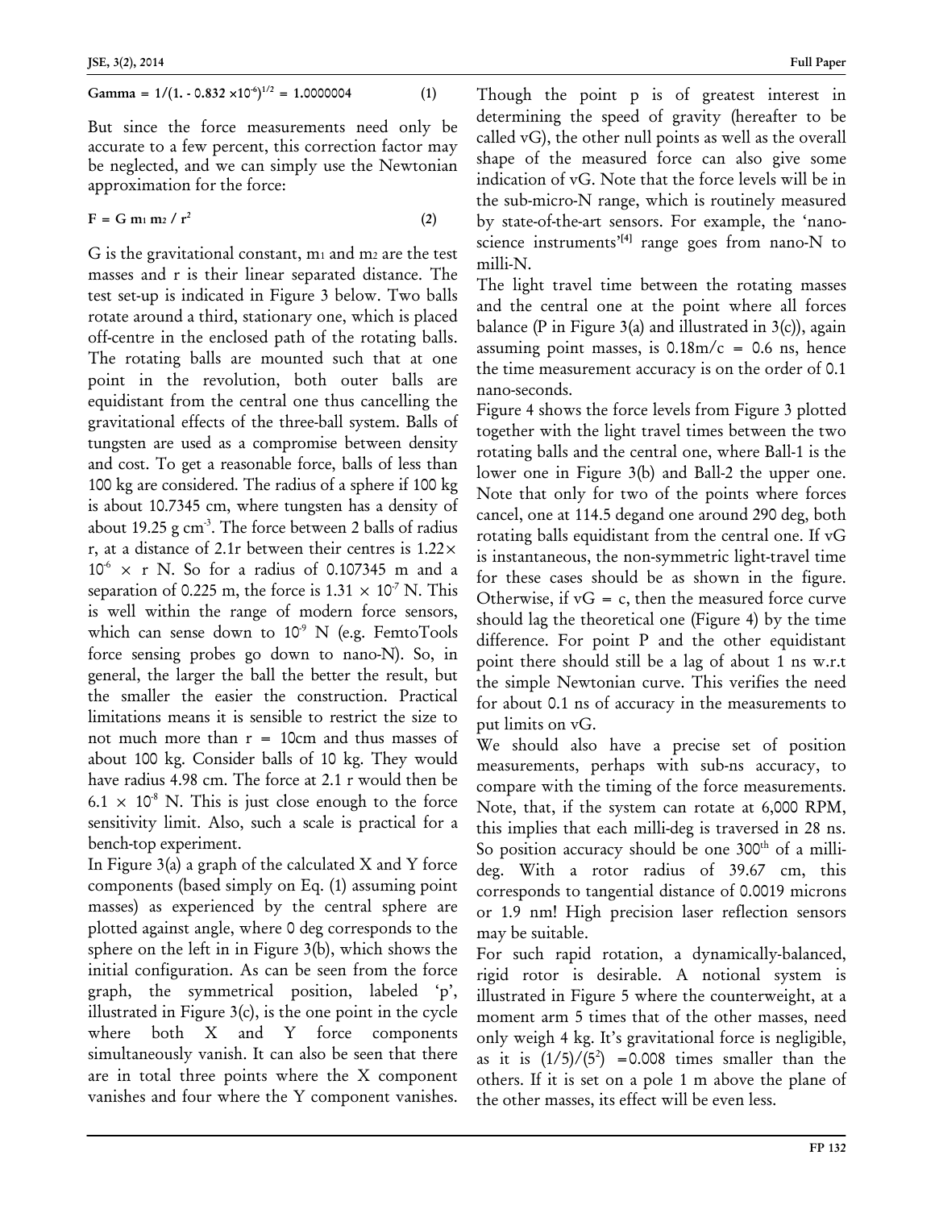$$\text{Gamma} = 1/(1. - 0.832 \times 10^{-6})^{1/2} = 1.0000004 \quad (1)$$

But since the force measurements need only be accurate to a few percent, this correction factor may be neglected, and we can simply use the Newtonian approximation for the force:

$$F = G\, m_1\, m_2 / r^2 \quad (2)$$

G is the gravitational constant, $m_1$ and $m_2$ are the test masses and r is their linear separated distance. The test set-up is indicated in Figure 3 below. Two balls rotate around a third, stationary one, which is placed off-centre in the enclosed path of the rotating balls. The rotating balls are mounted such that at one point in the revolution, both outer balls are equidistant from the central one thus cancelling the gravitational effects of the three-ball system. Balls of tungsten are used as a compromise between density and cost. To get a reasonable force, balls of less than 100 kg are considered. The radius of a sphere if 100 kg is about 10.7345 cm, where tungsten has a density of about 19.25 g cm$^{-3}$. The force between 2 balls of radius r, at a distance of 2.1r between their centres is $1.22 \times 10^{-6} \times r$ N. So for a radius of 0.107345 m and a separation of 0.225 m, the force is $1.31 \times 10^{-7}$ N. This is well within the range of modern force sensors, which can sense down to $10^{-9}$ N (e.g. FemtoTools force sensing probes go down to nano-N). So, in general, the larger the ball the better the result, but the smaller the easier the construction. Practical limitations means it is sensible to restrict the size to not much more than r = 10cm and thus masses of about 100 kg. Consider balls of 10 kg. They would have radius 4.98 cm. The force at 2.1 r would then be $6.1 \times 10^{-8}$ N. This is just close enough to the force sensitivity limit. Also, such a scale is practical for a bench-top experiment.

In Figure 3(a) a graph of the calculated X and Y force components (based simply on Eq. (1) assuming point masses) as experienced by the central sphere are plotted against angle, where 0 deg corresponds to the sphere on the left in in Figure 3(b), which shows the initial configuration. As can be seen from the force graph, the symmetrical position, labeled 'p', illustrated in Figure 3(c), is the one point in the cycle where both X and Y force components simultaneously vanish. It can also be seen that there are in total three points where the X component vanishes and four where the Y component vanishes.

Though the point p is of greatest interest in determining the speed of gravity (hereafter to be called vG), the other null points as well as the overall shape of the measured force can also give some indication of vG. Note that the force levels will be in the sub-micro-N range, which is routinely measured by state-of-the-art sensors. For example, the 'nano-science instruments'[4] range goes from nano-N to milli-N.

The light travel time between the rotating masses and the central one at the point where all forces balance (P in Figure 3(a) and illustrated in 3(c)), again assuming point masses, is 0.18m/c = 0.6 ns, hence the time measurement accuracy is on the order of 0.1 nano-seconds.

Figure 4 shows the force levels from Figure 3 plotted together with the light travel times between the two rotating balls and the central one, where Ball-1 is the lower one in Figure 3(b) and Ball-2 the upper one. Note that only for two of the points where forces cancel, one at 114.5 degand one around 290 deg, both rotating balls equidistant from the central one. If vG is instantaneous, the non-symmetric light-travel time for these cases should be as shown in the figure. Otherwise, if vG = c, then the measured force curve should lag the theoretical one (Figure 4) by the time difference. For point P and the other equidistant point there should still be a lag of about 1 ns w.r.t the simple Newtonian curve. This verifies the need for about 0.1 ns of accuracy in the measurements to put limits on vG.

We should also have a precise set of position measurements, perhaps with sub-ns accuracy, to compare with the timing of the force measurements. Note, that, if the system can rotate at 6,000 RPM, this implies that each milli-deg is traversed in 28 ns. So position accuracy should be one 300$^{th}$ of a milli-deg. With a rotor radius of 39.67 cm, this corresponds to tangential distance of 0.0019 microns or 1.9 nm! High precision laser reflection sensors may be suitable.

For such rapid rotation, a dynamically-balanced, rigid rotor is desirable. A notional system is illustrated in Figure 5 where the counterweight, at a moment arm 5 times that of the other masses, need only weigh 4 kg. It's gravitational force is negligible, as it is $(1/5)/(5^2) = 0.008$ times smaller than the others. If it is set on a pole 1 m above the plane of the other masses, its effect will be even less.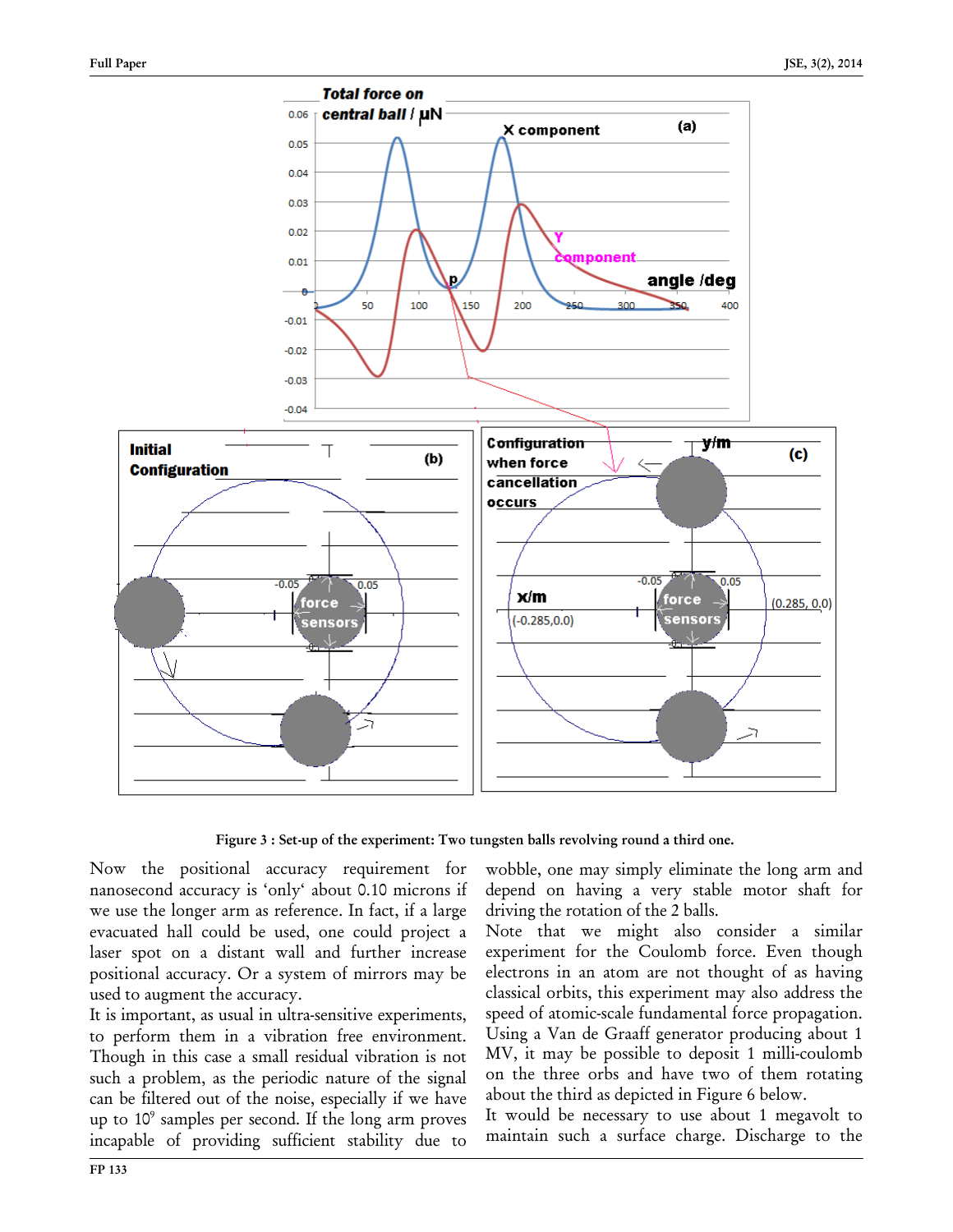Figure 3 : Set-up of the experiment: Two tungsten balls revolving round a third one.

Now the positional accuracy requirement for nanosecond accuracy is 'only' about 0.10 microns if we use the longer arm as reference. In fact, if a large evacuated hall could be used, one could project a laser spot on a distant wall and further increase positional accuracy. Or a system of mirrors may be used to augment the accuracy.

It is important, as usual in ultra-sensitive experiments, to perform them in a vibration free environment. Though in this case a small residual vibration is not such a problem, as the periodic nature of the signal can be filtered out of the noise, especially if we have up to $10^9$ samples per second. If the long arm proves incapable of providing sufficient stability due to wobble, one may simply eliminate the long arm and depend on having a very stable motor shaft for driving the rotation of the 2 balls.

Note that we might also consider a similar experiment for the Coulomb force. Even though electrons in an atom are not thought of as having classical orbits, this experiment may also address the speed of atomic-scale fundamental force propagation. Using a Van de Graaff generator producing about 1 MV, it may be possible to deposit 1 milli-coulomb on the three orbs and have two of them rotating about the third as depicted in Figure 6 below.

It would be necessary to use about 1 megavolt to maintain such a surface charge. Discharge to the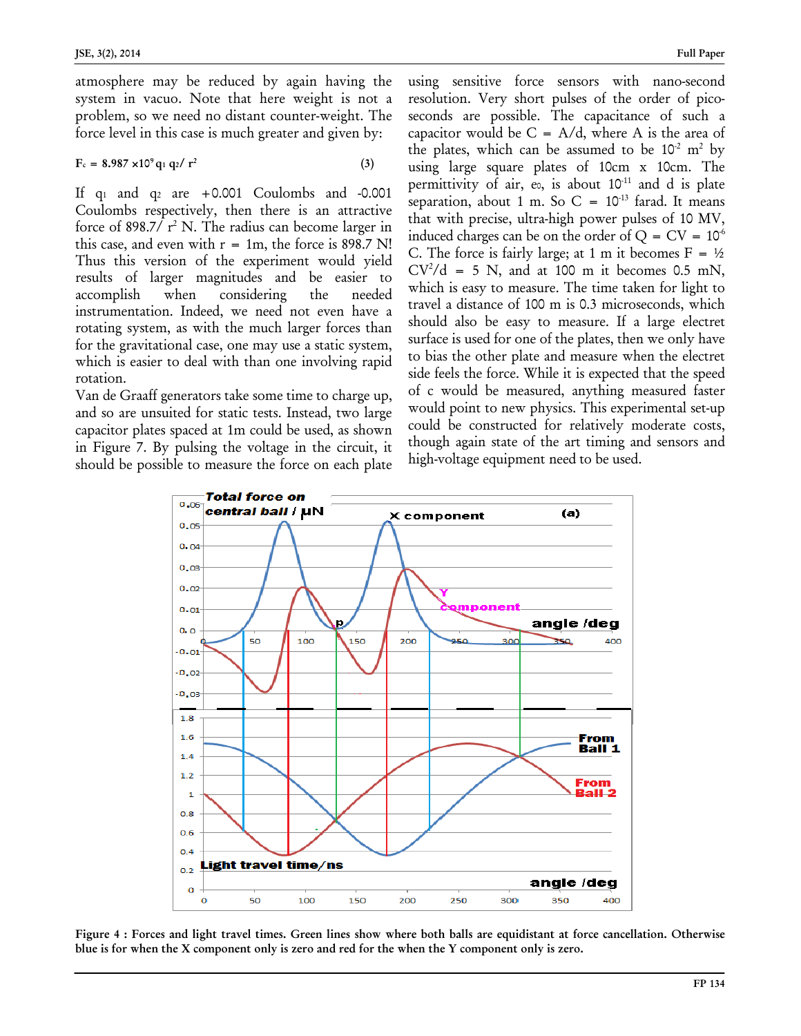atmosphere may be reduced by again having the system in vacuo. Note that here weight is not a problem, so we need no distant counter-weight. The force level in this case is much greater and given by:

$$F_c = 8.987 \times 10^9 q_1 q_2 / r^2 \quad (3)$$

If $q_1$ and $q_2$ are +0.001 Coulombs and -0.001 Coulombs respectively, then there is an attractive force of $898.7/r^2$ N. The radius can become larger in this case, and even with r = 1m, the force is 898.7 N! Thus this version of the experiment would yield results of larger magnitudes and be easier to accomplish when considering the needed instrumentation. Indeed, we need not even have a rotating system, as with the much larger forces than for the gravitational case, one may use a static system, which is easier to deal with than one involving rapid rotation.

Van de Graaff generators take some time to charge up, and so are unsuited for static tests. Instead, two large capacitor plates spaced at 1m could be used, as shown in Figure 7. By pulsing the voltage in the circuit, it should be possible to measure the force on each plate using sensitive force sensors with nano-second resolution. Very short pulses of the order of pico-seconds are possible. The capacitance of such a capacitor would be C = A/d, where A is the area of the plates, which can be assumed to be $10^{-2}$ m$^2$ by using large square plates of 10cm x 10cm. The permittivity of air, $e_0$, is about $10^{-11}$ and d is plate separation, about 1 m. So C = $10^{-13}$ farad. It means that with precise, ultra-high power pulses of 10 MV, induced charges can be on the order of Q = CV = $10^{-6}$ C. The force is fairly large; at 1 m it becomes F = ½ $CV^2/d$ = 5 N, and at 100 m it becomes 0.5 mN, which is easy to measure. The time taken for light to travel a distance of 100 m is 0.3 microseconds, which should also be easy to measure. If a large electret surface is used for one of the plates, then we only have to bias the other plate and measure when the electret side feels the force. While it is expected that the speed of c would be measured, anything measured faster would point to new physics. This experimental set-up could be constructed for relatively moderate costs, though again state of the art timing and sensors and high-voltage equipment need to be used.

**Figure 4 : Forces and light travel times. Green lines show where both balls are equidistant at force cancellation. Otherwise blue is for when the X component only is zero and red for the when the Y component only is zero.**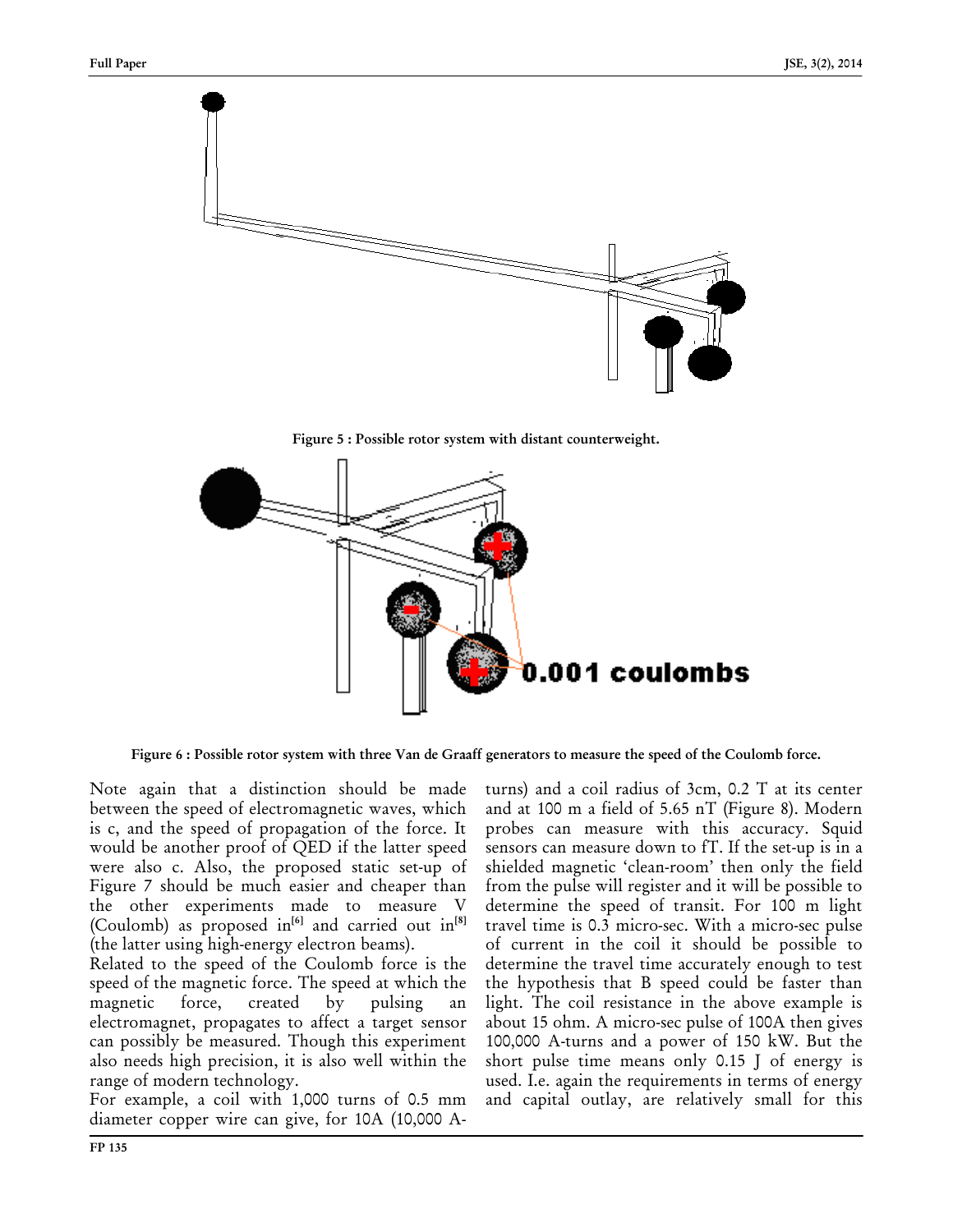Figure 5 : Possible rotor system with distant counterweight.

Figure 6 : Possible rotor system with three Van de Graaff generators to measure the speed of the Coulomb force.

Note again that a distinction should be made between the speed of electromagnetic waves, which is c, and the speed of propagation of the force. It would be another proof of QED if the latter speed were also c. Also, the proposed static set-up of Figure 7 should be much easier and cheaper than the other experiments made to measure V (Coulomb) as proposed in[6] and carried out in[8] (the latter using high-energy electron beams).

Related to the speed of the Coulomb force is the speed of the magnetic force. The speed at which the magnetic force, created by pulsing an electromagnet, propagates to affect a target sensor can possibly be measured. Though this experiment also needs high precision, it is also well within the range of modern technology.

For example, a coil with 1,000 turns of 0.5 mm diameter copper wire can give, for 10A (10,000 A-turns) and a coil radius of 3cm, 0.2 T at its center and at 100 m a field of 5.65 nT (Figure 8). Modern probes can measure with this accuracy. Squid sensors can measure down to fT. If the set-up is in a shielded magnetic 'clean-room' then only the field from the pulse will register and it will be possible to determine the speed of transit. For 100 m light travel time is 0.3 micro-sec. With a micro-sec pulse of current in the coil it should be possible to determine the travel time accurately enough to test the hypothesis that B speed could be faster than light. The coil resistance in the above example is about 15 ohm. A micro-sec pulse of 100A then gives 100,000 A-turns and a power of 150 kW. But the short pulse time means only 0.15 J of energy is used. I.e. again the requirements in terms of energy and capital outlay, are relatively small for this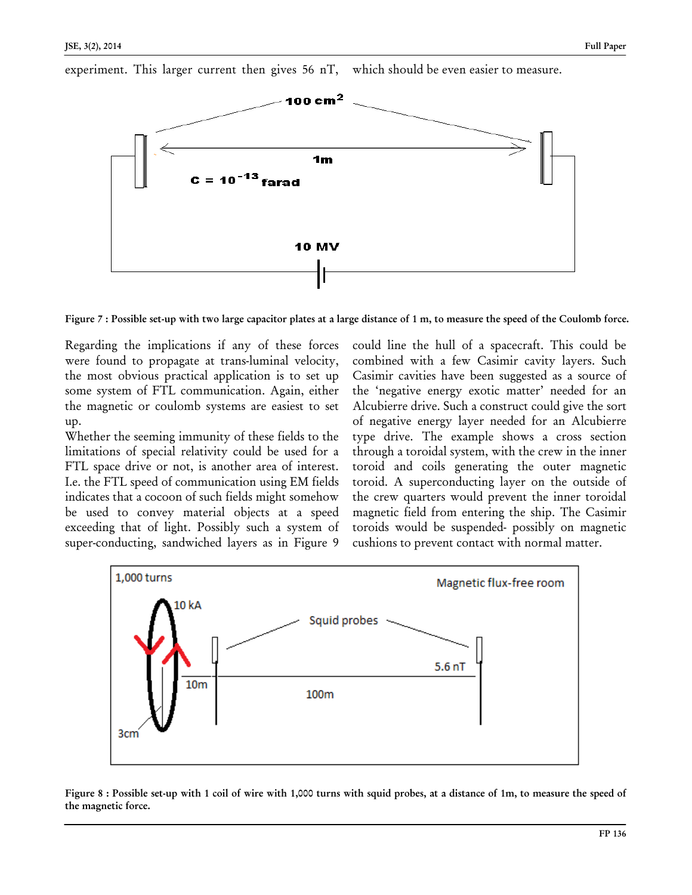experiment. This larger current then gives 56 nT, which should be even easier to measure.

Figure 7 : Possible set-up with two large capacitor plates at a large distance of 1 m, to measure the speed of the Coulomb force.

Regarding the implications if any of these forces were found to propagate at trans-luminal velocity, the most obvious practical application is to set up some system of FTL communication. Again, either the magnetic or coulomb systems are easiest to set up.

Whether the seeming immunity of these fields to the limitations of special relativity could be used for a FTL space drive or not, is another area of interest. I.e. the FTL speed of communication using EM fields indicates that a cocoon of such fields might somehow be used to convey material objects at a speed exceeding that of light. Possibly such a system of super-conducting, sandwiched layers as in Figure 9 could line the hull of a spacecraft. This could be combined with a few Casimir cavity layers. Such Casimir cavities have been suggested as a source of the 'negative energy exotic matter' needed for an Alcubierre drive. Such a construct could give the sort of negative energy layer needed for an Alcubierre type drive. The example shows a cross section through a toroidal system, with the crew in the inner toroid and coils generating the outer magnetic toroid. A superconducting layer on the outside of the crew quarters would prevent the inner toroidal magnetic field from entering the ship. The Casimir toroids would be suspended- possibly on magnetic cushions to prevent contact with normal matter.

Figure 8 : Possible set-up with 1 coil of wire with 1,000 turns with squid probes, at a distance of 1m, to measure the speed of the magnetic force.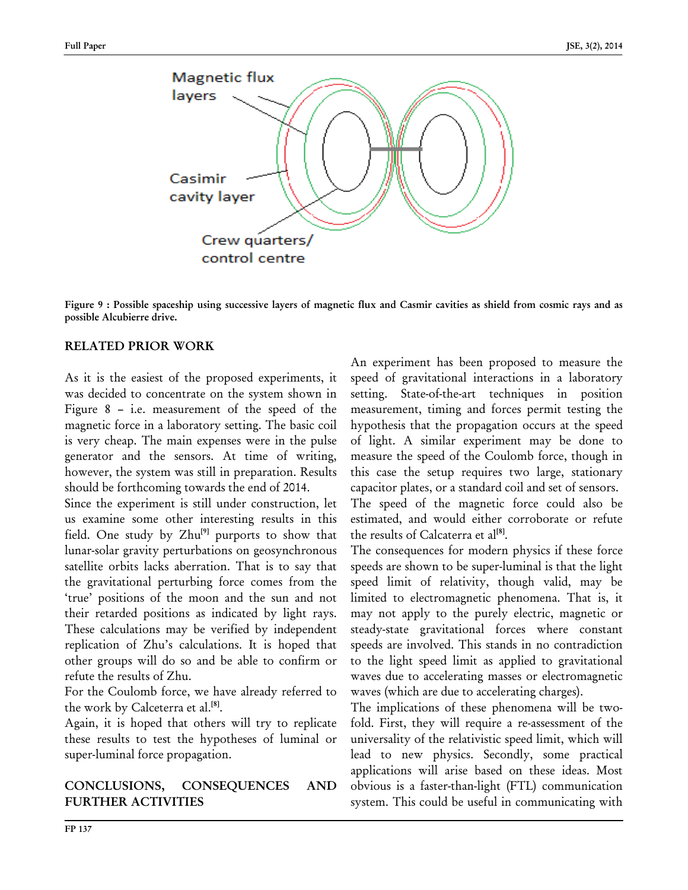Figure 9 : Possible spaceship using successive layers of magnetic flux and Casmir cavities as shield from cosmic rays and as possible Alcubierre drive.

## RELATED PRIOR WORK

As it is the easiest of the proposed experiments, it was decided to concentrate on the system shown in Figure 8 – i.e. measurement of the speed of the magnetic force in a laboratory setting. The basic coil is very cheap. The main expenses were in the pulse generator and the sensors. At time of writing, however, the system was still in preparation. Results should be forthcoming towards the end of 2014.

Since the experiment is still under construction, let us examine some other interesting results in this field. One study by Zhu[9] purports to show that lunar-solar gravity perturbations on geosynchronous satellite orbits lacks aberration. That is to say that the gravitational perturbing force comes from the 'true' positions of the moon and the sun and not their retarded positions as indicated by light rays. These calculations may be verified by independent replication of Zhu's calculations. It is hoped that other groups will do so and be able to confirm or refute the results of Zhu.

For the Coulomb force, we have already referred to the work by Calceterra et al.[8].

Again, it is hoped that others will try to replicate these results to test the hypotheses of luminal or super-luminal force propagation.

## CONCLUSIONS, CONSEQUENCES AND FURTHER ACTIVITIES

An experiment has been proposed to measure the speed of gravitational interactions in a laboratory setting. State-of-the-art techniques in position measurement, timing and forces permit testing the hypothesis that the propagation occurs at the speed of light. A similar experiment may be done to measure the speed of the Coulomb force, though in this case the setup requires two large, stationary capacitor plates, or a standard coil and set of sensors.

The speed of the magnetic force could also be estimated, and would either corroborate or refute the results of Calcaterra et al[8].

The consequences for modern physics if these force speeds are shown to be super-luminal is that the light speed limit of relativity, though valid, may be limited to electromagnetic phenomena. That is, it may not apply to the purely electric, magnetic or steady-state gravitational forces where constant speeds are involved. This stands in no contradiction to the light speed limit as applied to gravitational waves due to accelerating masses or electromagnetic waves (which are due to accelerating charges).

The implications of these phenomena will be two-fold. First, they will require a re-assessment of the universality of the relativistic speed limit, which will lead to new physics. Secondly, some practical applications will arise based on these ideas. Most obvious is a faster-than-light (FTL) communication system. This could be useful in communicating with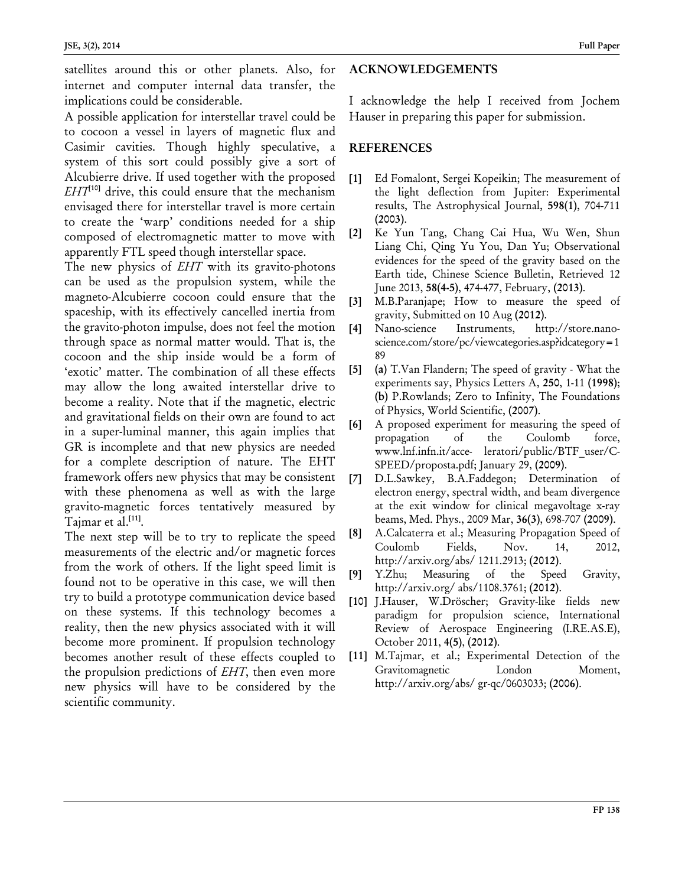satellites around this or other planets. Also, for internet and computer internal data transfer, the implications could be considerable.

A possible application for interstellar travel could be to cocoon a vessel in layers of magnetic flux and Casimir cavities. Though highly speculative, a system of this sort could possibly give a sort of Alcubierre drive. If used together with the proposed *EHT*[10] drive, this could ensure that the mechanism envisaged there for interstellar travel is more certain to create the 'warp' conditions needed for a ship composed of electromagnetic matter to move with apparently FTL speed though interstellar space.

The new physics of *EHT* with its gravito-photons can be used as the propulsion system, while the magneto-Alcubierre cocoon could ensure that the spaceship, with its effectively cancelled inertia from the gravito-photon impulse, does not feel the motion through space as normal matter would. That is, the cocoon and the ship inside would be a form of 'exotic' matter. The combination of all these effects may allow the long awaited interstellar drive to become a reality. Note that if the magnetic, electric and gravitational fields on their own are found to act in a super-luminal manner, this again implies that GR is incomplete and that new physics are needed for a complete description of nature. The EHT framework offers new physics that may be consistent with these phenomena as well as with the large gravito-magnetic forces tentatively measured by Tajmar et al.[11].

The next step will be to try to replicate the speed measurements of the electric and/or magnetic forces from the work of others. If the light speed limit is found not to be operative in this case, we will then try to build a prototype communication device based on these systems. If this technology becomes a reality, then the new physics associated with it will become more prominent. If propulsion technology becomes another result of these effects coupled to the propulsion predictions of *EHT*, then even more new physics will have to be considered by the scientific community.

## ACKNOWLEDGEMENTS

I acknowledge the help I received from Jochem Hauser in preparing this paper for submission.

## REFERENCES

[1] Ed Fomalont, Sergei Kopeikin; The measurement of the light deflection from Jupiter: Experimental results, The Astrophysical Journal, **598(1)**, 704-711 **(2003)**.

[2] Ke Yun Tang, Chang Cai Hua, Wu Wen, Shun Liang Chi, Qing Yu You, Dan Yu; Observational evidences for the speed of the gravity based on the Earth tide, Chinese Science Bulletin, Retrieved 12 June 2013, **58(4-5)**, 474-477, February, **(2013)**.

[3] M.B.Paranjape; How to measure the speed of gravity, Submitted on 10 Aug **(2012)**.

[4] Nano-science Instruments, http://store.nano-science.com/store/pc/viewcategories.asp?idcategory=189

[5] **(a)** T.Van Flandern; The speed of gravity - What the experiments say, Physics Letters A, **250**, 1-11 **(1998)**; **(b)** P.Rowlands; Zero to Infinity, The Foundations of Physics, World Scientific, **(2007)**.

[6] A proposed experiment for measuring the speed of propagation of the Coulomb force, www.lnf.infn.it/acce- leratori/public/BTF_user/C-SPEED/proposta.pdf; January 29, **(2009)**.

[7] D.L.Sawkey, B.A.Faddegon; Determination of electron energy, spectral width, and beam divergence at the exit window for clinical megavoltage x-ray beams, Med. Phys., 2009 Mar, **36(3)**, 698-707 **(2009)**.

[8] A.Calcaterra et al.; Measuring Propagation Speed of Coulomb Fields, Nov. 14, 2012, http://arxiv.org/abs/ 1211.2913; **(2012)**.

[9] Y.Zhu; Measuring of the Speed Gravity, http://arxiv.org/ abs/1108.3761; **(2012)**.

[10] J.Hauser, W.Dröscher; Gravity-like fields new paradigm for propulsion science, International Review of Aerospace Engineering (I.RE.AS.E), October 2011, **4(5)**, **(2012)**.

[11] M.Tajmar, et al.; Experimental Detection of the Gravitomagnetic London Moment, http://arxiv.org/abs/ gr-qc/0603033; **(2006)**.